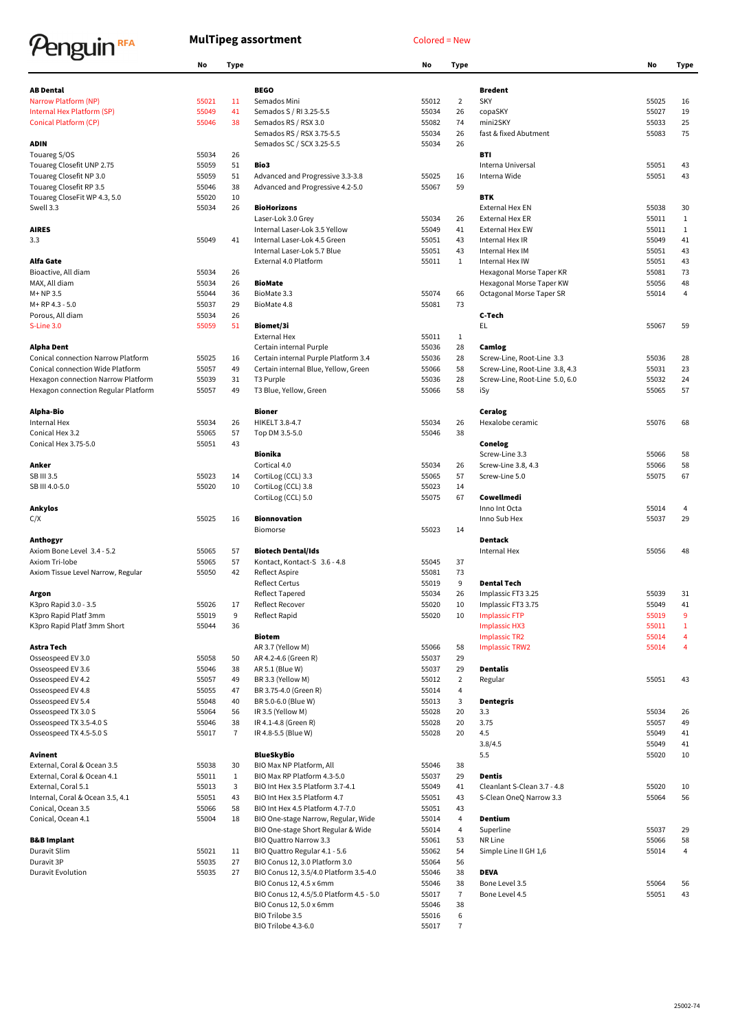# Penguin RFA

## MulTipeg assortment

Colored = New

| Brand / Product | No | Type |
|---|---|---|
| **AB Dental** | | |
| Narrow Platform (NP) | 55021 | 11 |
| Internal Hex Platform (SP) | 55049 | 41 |
| Conical Platform (CP) | 55046 | 38 |
| **ADIN** | | |
| Touareg S/OS | 55034 | 26 |
| Touareg Closefit UNP 2.75 | 55059 | 51 |
| Touareg Closefit NP 3.0 | 55059 | 51 |
| Touareg Closefit RP 3.5 | 55046 | 38 |
| Touareg CloseFit WP 4.3, 5.0 | 55020 | 10 |
| Swell 3.3 | 55034 | 26 |
| **AIRES** | | |
| 3.3 | 55049 | 41 |
| **Alfa Gate** | | |
| Bioactive, All diam | 55034 | 26 |
| MAX, All diam | 55034 | 26 |
| M+ NP 3.5 | 55044 | 36 |
| M+ RP 4.3 - 5.0 | 55037 | 29 |
| Porous, All diam | 55034 | 26 |
| S-Line 3.0 | 55059 | 51 |
| **Alpha Dent** | | |
| Conical connection Narrow Platform | 55025 | 16 |
| Conical connection Wide Platform | 55057 | 49 |
| Hexagon connection Narrow Platform | 55039 | 31 |
| Hexagon connection Regular Platform | 55057 | 49 |
| **Alpha-Bio** | | |
| Internal Hex | 55034 | 26 |
| Conical Hex 3.2 | 55065 | 57 |
| Conical Hex 3.75-5.0 | 55051 | 43 |
| **Anker** | | |
| SB III 3.5 | 55023 | 14 |
| SB III 4.0-5.0 | 55020 | 10 |
| **Ankylos** | | |
| C/X | 55025 | 16 |
| **Anthogyr** | | |
| Axiom Bone Level 3.4 - 5.2 | 55065 | 57 |
| Axiom Tri-lobe | 55065 | 57 |
| Axiom Tissue Level Narrow, Regular | 55050 | 42 |
| **Argon** | | |
| K3pro Rapid 3.0 - 3.5 | 55026 | 17 |
| K3pro Rapid Platf 3mm | 55019 | 9 |
| K3pro Rapid Platf 3mm Short | 55044 | 36 |
| **Astra Tech** | | |
| Osseospeed EV 3.0 | 55058 | 50 |
| Osseospeed EV 3.6 | 55046 | 38 |
| Osseospeed EV 4.2 | 55057 | 49 |
| Osseospeed EV 4.8 | 55055 | 47 |
| Osseospeed EV 5.4 | 55048 | 40 |
| Osseospeed TX 3.0 S | 55064 | 56 |
| Osseospeed TX 3.5-4.0 S | 55046 | 38 |
| Osseospeed TX 4.5-5.0 S | 55017 | 7 |
| **Avinent** | | |
| External, Coral & Ocean 3.5 | 55038 | 30 |
| External, Coral & Ocean 4.1 | 55011 | 1 |
| External, Coral 5.1 | 55013 | 3 |
| Internal, Coral & Ocean 3.5, 4.1 | 55051 | 43 |
| Conical, Ocean 3.5 | 55066 | 58 |
| Conical, Ocean 4.1 | 55004 | 18 |
| **B&B Implant** | | |
| Duravit Slim | 55021 | 11 |
| Duravit 3P | 55035 | 27 |
| Duravit Evolution | 55035 | 27 |
| **BEGO** | | |
| Semados Mini | 55012 | 2 |
| Semados S / RI 3.25-5.5 | 55034 | 26 |
| Semados RS / RSX 3.0 | 55082 | 74 |
| Semados RS / RSX 3.75-5.5 | 55034 | 26 |
| Semados SC / SCX 3.25-5.5 | 55034 | 26 |
| **Bio3** | | |
| Advanced and Progressive 3.3-3.8 | 55025 | 16 |
| Advanced and Progressive 4.2-5.0 | 55067 | 59 |
| **BioHorizons** | | |
| Laser-Lok 3.0 Grey | 55034 | 26 |
| Internal Laser-Lok 3.5 Yellow | 55049 | 41 |
| Internal Laser-Lok 4.5 Green | 55051 | 43 |
| Internal Laser-Lok 5.7 Blue | 55051 | 43 |
| External 4.0 Platform | 55011 | 1 |
| **BioMate** | | |
| BioMate 3.3 | 55074 | 66 |
| BioMate 4.8 | 55081 | 73 |
| **Biomet/3i** | | |
| External Hex | 55011 | 1 |
| Certain internal Purple | 55036 | 28 |
| Certain internal Purple Platform 3.4 | 55036 | 28 |
| Certain internal Blue, Yellow, Green | 55066 | 58 |
| T3 Purple | 55036 | 28 |
| T3 Blue, Yellow, Green | 55066 | 58 |
| **Bioner** | | |
| HIKELT 3.8-4.7 | 55034 | 26 |
| Top DM 3.5-5.0 | 55046 | 38 |
| **Bionika** | | |
| Cortical 4.0 | 55034 | 26 |
| CortiLog (CCL) 3.3 | 55065 | 57 |
| CortiLog (CCL) 3.8 | 55023 | 14 |
| CortiLog (CCL) 5.0 | 55075 | 67 |
| **Bionnovation** | | |
| Biomorse | 55023 | 14 |
| **Biotech Dental/Ids** | | |
| Kontact, Kontact-S 3.6 - 4.8 | 55045 | 37 |
| Reflect Aspire | 55081 | 73 |
| Reflect Certus | 55019 | 9 |
| Reflect Tapered | 55034 | 26 |
| Reflect Recover | 55020 | 10 |
| Reflect Rapid | 55020 | 10 |
| **Biotem** | | |
| AR 3.7 (Yellow M) | 55066 | 58 |
| AR 4.2-4.6 (Green R) | 55037 | 29 |
| AR 5.1 (Blue W) | 55037 | 29 |
| BR 3.3 (Yellow M) | 55012 | 2 |
| BR 3.75-4.0 (Green R) | 55014 | 4 |
| BR 5.0-6.0 (Blue W) | 55013 | 3 |
| IR 3.5 (Yellow M) | 55028 | 20 |
| IR 4.1-4.8 (Green R) | 55028 | 20 |
| IR 4.8-5.5 (Blue W) | 55028 | 20 |
| **BlueSkyBio** | | |
| BIO Max NP Platform, All | 55046 | 38 |
| BIO Max RP Platform 4.3-5.0 | 55037 | 29 |
| BIO Int Hex 3.5 Platform 3.7-4.1 | 55049 | 41 |
| BIO Int Hex 3.5 Platform 4.7 | 55051 | 43 |
| BIO Int Hex 4.5 Platform 4.7-7.0 | 55051 | 43 |
| BIO One-stage Narrow, Regular, Wide | 55014 | 4 |
| BIO One-stage Short Regular & Wide | 55014 | 4 |
| BIO Quattro Narrow 3.3 | 55061 | 53 |
| BIO Quattro Regular 4.1 - 5.6 | 55062 | 54 |
| BIO Conus 12, 3.0 Platform 3.0 | 55064 | 56 |
| BIO Conus 12, 3.5/4.0 Platform 3.5-4.0 | 55046 | 38 |
| BIO Conus 12, 4.5 x 6mm | 55046 | 38 |
| BIO Conus 12, 4.5/5.0 Platform 4.5 - 5.0 | 55017 | 7 |
| BIO Conus 12, 5.0 x 6mm | 55046 | 38 |
| BIO Trilobe 3.5 | 55016 | 6 |
| BIO Trilobe 4.3-6.0 | 55017 | 7 |
| **Bredent** | | |
| SKY | 55025 | 16 |
| copaSKY | 55027 | 19 |
| mini2SKY | 55033 | 25 |
| fast & fixed Abutment | 55083 | 75 |
| **BTI** | | |
| Interna Universal | 55051 | 43 |
| Interna Wide | 55051 | 43 |
| **BTK** | | |
| External Hex EN | 55038 | 30 |
| External Hex ER | 55011 | 1 |
| External Hex EW | 55011 | 1 |
| Internal Hex IR | 55049 | 41 |
| Internal Hex IM | 55051 | 43 |
| Internal Hex IW | 55051 | 43 |
| Hexagonal Morse Taper KR | 55081 | 73 |
| Hexagonal Morse Taper KW | 55056 | 48 |
| Octagonal Morse Taper SR | 55014 | 4 |
| **C-Tech** | | |
| EL | 55067 | 59 |
| **Camlog** | | |
| Screw-Line, Root-Line 3.3 | 55036 | 28 |
| Screw-Line, Root-Line 3.8, 4.3 | 55031 | 23 |
| Screw-Line, Root-Line 5.0, 6.0 | 55032 | 24 |
| iSy | 55065 | 57 |
| **Ceralog** | | |
| Hexalobe ceramic | 55076 | 68 |
| **Conelog** | | |
| Screw-Line 3.3 | 55066 | 58 |
| Screw-Line 3.8, 4.3 | 55066 | 58 |
| Screw-Line 5.0 | 55075 | 67 |
| **Cowellmedi** | | |
| Inno Int Octa | 55014 | 4 |
| Inno Sub Hex | 55037 | 29 |
| **Dentack** | | |
| Internal Hex | 55056 | 48 |
| **Dental Tech** | | |
| Implassic FT3 3.25 | 55039 | 31 |
| Implassic FT3 3.75 | 55049 | 41 |
| Implassic FTP | 55019 | 9 |
| Implassic HX3 | 55011 | 1 |
| Implassic TR2 | 55014 | 4 |
| Implassic TRW2 | 55014 | 4 |
| **Dentalis** | | |
| Regular | 55051 | 43 |
| **Dentegris** | | |
| 3.3 | 55034 | 26 |
| 3.75 | 55057 | 49 |
| 4.5 | 55049 | 41 |
| 3.8/4.5 | 55049 | 41 |
| 5.5 | 55020 | 10 |
| **Dentis** | | |
| Cleanlant S-Clean 3.7 - 4.8 | 55020 | 10 |
| S-Clean OneQ Narrow 3.3 | 55064 | 56 |
| **Dentium** | | |
| Superline | 55037 | 29 |
| NR Line | 55066 | 58 |
| Simple Line II GH 1,6 | 55014 | 4 |
| **DEVA** | | |
| Bone Level 3.5 | 55064 | 56 |
| Bone Level 4.5 | 55051 | 43 |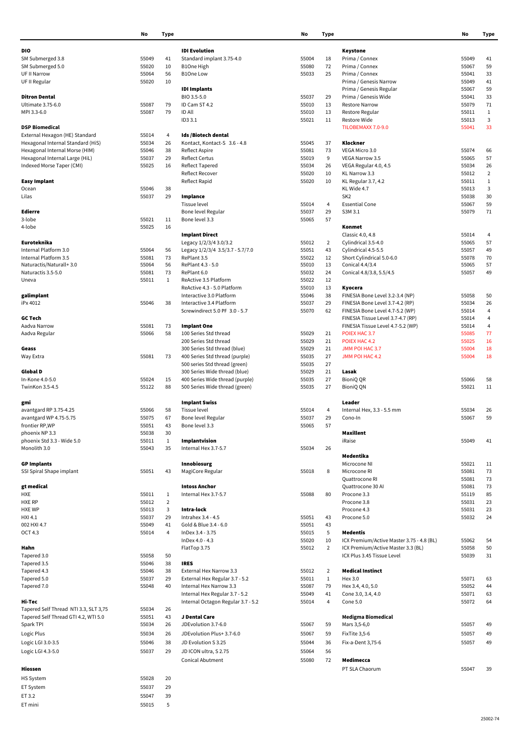| | No | Type |
|---|---|---|
| **DIO** | | |
| SM Submerged 3.8 | 55049 | 41 |
| SM Submerged 5.0 | 55020 | 10 |
| UF II Narrow | 55064 | 56 |
| UF II Regular | 55020 | 10 |
| **Ditron Dental** | | |
| Ultimate 3.75-6.0 | 55087 | 79 |
| MPI 3.3-6.0 | 55087 | 79 |
| **DSP Biomedical** | | |
| External Hexagon (HE) Standard | 55014 | 4 |
| Hexagonal Internal Standard (HiS) | 55034 | 26 |
| Hexagonal Internal Morse (HIM) | 55046 | 38 |
| Hexagonal Internal Large (HiL) | 55037 | 29 |
| Indexed Morse Taper (CMI) | 55025 | 16 |
| **Easy Implant** | | |
| Ocean | 55046 | 38 |
| Lilas | 55037 | 29 |
| **Edierre** | | |
| 3-lobe | 55021 | 11 |
| 4-lobe | 55025 | 16 |
| **Euroteknika** | | |
| Internal Platform 3.0 | 55064 | 56 |
| Internal Platform 3.5 | 55081 | 73 |
| Naturactis/Naturall+ 3.0 | 55064 | 56 |
| Naturactis 3.5-5.0 | 55081 | 73 |
| Uneva | 55011 | 1 |
| **galimplant** | | |
| iPx 4012 | 55046 | 38 |
| **GC Tech** | | |
| Aadva Narrow | 55081 | 73 |
| Aadva Regular | 55066 | 58 |
| **Geass** | | |
| Way Extra | 55081 | 73 |
| **Global D** | | |
| In-Kone 4.0-5.0 | 55024 | 15 |
| TwinKon 3.5-4.5 | 55122 | 88 |
| **gmi** | | |
| avantgard RP 3.75-4.25 | 55066 | 58 |
| avantgard WP 4.75-5.75 | 55075 | 67 |
| frontier RP,WP | 55051 | 43 |
| phoenix NP 3.3 | 55038 | 30 |
| phoenix Std 3.3 - Wide 5.0 | 55011 | 1 |
| Monolith 3.0 | 55043 | 35 |
| **GP Implants** | | |
| SSI Spiral Shape implant | 55051 | 43 |
| **gt medical** | | |
| HXE | 55011 | 1 |
| HXE RP | 55012 | 2 |
| HXE WP | 55013 | 3 |
| HXI 4.1 | 55037 | 29 |
| 002 HXI 4.7 | 55049 | 41 |
| OCT 4.3 | 55014 | 4 |
| **Hahn** | | |
| Tapered 3.0 | 55058 | 50 |
| Tapered 3.5 | 55046 | 38 |
| Tapered 4.3 | 55046 | 38 |
| Tapered 5.0 | 55037 | 29 |
| Tapered 7.0 | 55048 | 40 |
| **Hi-Tec** | | |
| Tapered Self Thread NTI 3.3, SLT 3,75 | 55034 | 26 |
| Tapered Self Thread GTI 4.2, WTI 5.0 | 55051 | 43 |
| Spark TPI | 55034 | 26 |
| Logic Plus | 55034 | 26 |
| Logic LGI 3.0-3.5 | 55046 | 38 |
| Logic LGI 4.3-5.0 | 55037 | 29 |
| **Hiossen** | | |
| HS System | 55028 | 20 |
| ET System | 55037 | 29 |
| ET 3.2 | 55047 | 39 |
| ET mini | 55015 | 5 |

| | No | Type |
|---|---|---|
| **IDI Evolution** | | |
| Standard implant 3.75-4.0 | 55004 | 18 |
| B1One High | 55080 | 72 |
| B1One Low | 55033 | 25 |
| **IDI Implants** | | |
| BIO 3.5-5.0 | 55037 | 29 |
| ID Cam ST 4.2 | 55010 | 13 |
| ID All | 55010 | 13 |
| ID3 3.1 | 55021 | 11 |
| **Ids /Biotech dental** | | |
| Kontact, Kontact-S 3.6 - 4.8 | 55045 | 37 |
| Reflect Aspire | 55081 | 73 |
| Reflect Certus | 55019 | 9 |
| Reflect Tapered | 55034 | 26 |
| Reflect Recover | 55020 | 10 |
| Reflect Rapid | 55020 | 10 |
| **Implance** | | |
| Tissue level | 55014 | 4 |
| Bone level Regular | 55037 | 29 |
| Bone level 3.3 | 55065 | 57 |
| **Implant Direct** | | |
| Legacy 1/2/3/4 3.0/3.2 | 55012 | 2 |
| Legacy 1/2/3/4 3.5/3.7 - 5.7/7.0 | 55051 | 43 |
| RePlant 3.5 | 55022 | 12 |
| RePlant 4.3 - 5.0 | 55010 | 13 |
| RePlant 6.0 | 55032 | 24 |
| ReActive 3.5 Platform | 55022 | 12 |
| ReActive 4.3 - 5.0 Platform | 55010 | 13 |
| Interactive 3.0 Platform | 55046 | 38 |
| Interactive 3.4 Platform | 55037 | 29 |
| Screwindirect 5.0 PF 3.0 - 5.7 | 55070 | 62 |
| **Implant One** | | |
| 100 Series Std thread | 55029 | 21 |
| 200 Series Std thread | 55029 | 21 |
| 300 Series Std thread (blue) | 55029 | 21 |
| 400 Series Std thread (purple) | 55035 | 27 |
| 500 series Std thread (green) | 55035 | 27 |
| 300 Series Wide thread (blue) | 55029 | 21 |
| 400 Series Wide thread (purple) | 55035 | 27 |
| 500 Series Wide thread (green) | 55035 | 27 |
| **Implant Swiss** | | |
| Tissue level | 55014 | 4 |
| Bone level Regular | 55037 | 29 |
| Bone level 3.3 | 55065 | 57 |
| **Implantvision** | | |
| Internal Hex 3.7-5.7 | 55034 | 26 |
| **Innobiosurg** | | |
| MagiCore Regular | 55018 | 8 |
| **Intoss Anchor** | | |
| Internal Hex 3.7-5.7 | 55088 | 80 |
| **Intra-lock** | | |
| Intrahex 3.4 - 4.5 | 55051 | 43 |
| Gold & Blue 3.4 - 6.0 | 55051 | 43 |
| InDex 3.4 - 3.75 | 55015 | 5 |
| InDex 4.0 - 4.3 | 55020 | 10 |
| FlatTop 3.75 | 55012 | 2 |
| **IRES** | | |
| External Hex Narrow 3.3 | 55012 | 2 |
| External Hex Regular 3.7 - 5.2 | 55011 | 1 |
| Internal Hex Narrow 3.3 | 55087 | 79 |
| Internal Hex Regular 3.7 - 5.2 | 55049 | 41 |
| Internal Octagon Regular 3.7 - 5.2 | 55014 | 4 |
| **J Dental Care** | | |
| JDEvolution 3.7-6.0 | 55067 | 59 |
| JDEvolution Plus+ 3.7-6.0 | 55067 | 59 |
| JD Evolution S 3.25 | 55044 | 36 |
| JD ICON ultra, S 2.75 | 55064 | 56 |
| Conical Abutment | 55080 | 72 |

| | No | Type |
|---|---|---|
| **Keystone** | | |
| Prima / Connex | 55049 | 41 |
| Prima / Connex | 55067 | 59 |
| Prima / Connex | 55041 | 33 |
| Prima / Genesis Narrow | 55049 | 41 |
| Prima / Genesis Regular | 55067 | 59 |
| Prima / Genesis Wide | 55041 | 33 |
| Restore Narrow | 55079 | 71 |
| Restore Regular | 55011 | 1 |
| Restore Wide | 55013 | 3 |
| TILOBEMAXX 7.0-9.0 | 55041 | 33 |
| **Klockner** | | |
| VEGA Micro 3.0 | 55074 | 66 |
| VEGA Narrow 3.5 | 55065 | 57 |
| VEGA Regular 4.0, 4.5 | 55034 | 26 |
| KL Narrow 3.3 | 55012 | 2 |
| KL Regular 3.7, 4.2 | 55011 | 1 |
| KL Wide 4.7 | 55013 | 3 |
| SK2 | 55038 | 30 |
| Essential Cone | 55067 | 59 |
| S3M 3.1 | 55079 | 71 |
| **Konmet** | | |
| Classic 4.0, 4.8 | 55014 | 4 |
| Cylindrical 3.5-4.0 | 55065 | 57 |
| Cylindrical 4.5-5.5 | 55057 | 49 |
| Short Cylindrical 5.0-6.0 | 55078 | 70 |
| Conical 4.4/3.4 | 55065 | 57 |
| Conical 4.8/3.8, 5.5/4.5 | 55057 | 49 |
| **Kyocera** | | |
| FINESIA Bone Level 3.2-3.4 (NP) | 55058 | 50 |
| FINESIA Bone Level 3.7-4.2 (RP) | 55034 | 26 |
| FINESIA Bone Level 4.7-5.2 (WP) | 55014 | 4 |
| FINESIA Tissue Level 3.7-4.7 (RP) | 55014 | 4 |
| FINESIA Tissue Level 4.7-5.2 (WP) | 55014 | 4 |
| POIEX HAC 3.7 | 55085 | 77 |
| POIEX HAC 4.2 | 55025 | 16 |
| JMM POI HAC 3.7 | 55004 | 18 |
| JMM POI HAC 4.2 | 55004 | 18 |
| **Lasak** | | |
| BioniQ QR | 55066 | 58 |
| BioniQ QN | 55021 | 11 |
| **Leader** | | |
| Internal Hex, 3.3 - 5.5 mm | 55034 | 26 |
| Cono-In | 55067 | 59 |
| **Maxillent** | | |
| iRaise | 55049 | 41 |
| **Medentika** | | |
| Microcone NI | 55021 | 11 |
| Microcone RI | 55081 | 73 |
| Quattrocone RI | 55081 | 73 |
| Quattrocone 30 AI | 55081 | 73 |
| Procone 3.3 | 55119 | 85 |
| Procone 3.8 | 55031 | 23 |
| Procone 4.3 | 55031 | 23 |
| Procone 5.0 | 55032 | 24 |
| **Medentis** | | |
| ICX Premium/Active Master 3.75 - 4.8 (BL) | 55062 | 54 |
| ICX Premium/Active Master 3.3 (BL) | 55058 | 50 |
| ICX Plus 3.45 Tissue Level | 55039 | 31 |
| **Medical Instinct** | | |
| Hex 3.0 | 55071 | 63 |
| Hex 3.4, 4.0, 5.0 | 55052 | 44 |
| Cone 3.0, 3.4, 4.0 | 55071 | 63 |
| Cone 5.0 | 55072 | 64 |
| **Medigma Biomedical** | | |
| Mars 3,5-6,0 | 55057 | 49 |
| FixTite 3,5-6 | 55057 | 49 |
| Fix-a-Dent 3,75-6 | 55057 | 49 |
| **Medimecca** | | |
| PT SLA Chaorum | 55047 | 39 |

25002-74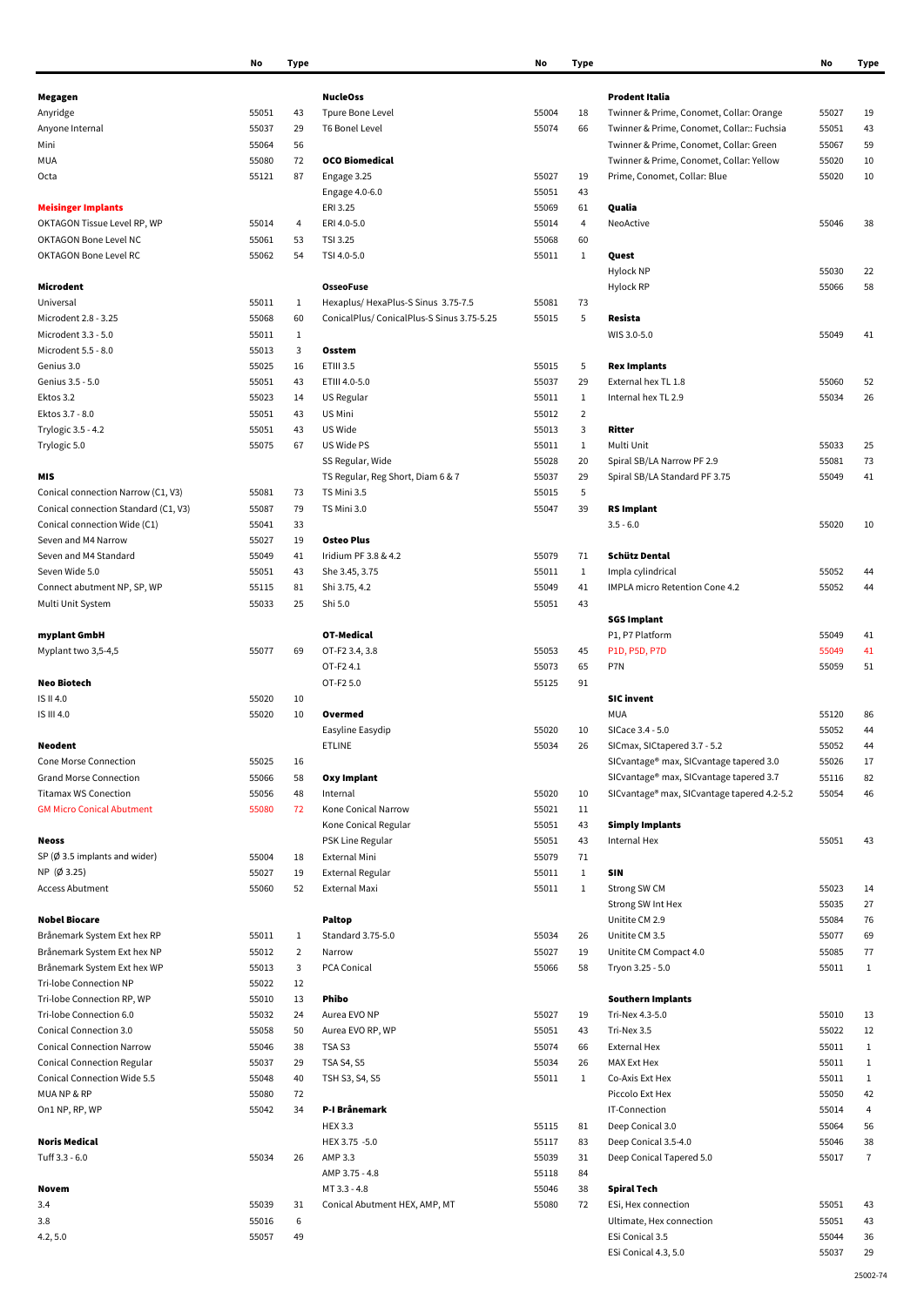| | No | Type |
|---|---|---|
| **Megagen** | | |
| Anyridge | 55051 | 43 |
| Anyone Internal | 55037 | 29 |
| Mini | 55064 | 56 |
| MUA | 55080 | 72 |
| Octa | 55121 | 87 |
| **Meisinger Implants** | | |
| OKTAGON Tissue Level RP, WP | 55014 | 4 |
| OKTAGON Bone Level NC | 55061 | 53 |
| OKTAGON Bone Level RC | 55062 | 54 |
| **Microdent** | | |
| Universal | 55011 | 1 |
| Microdent 2.8 - 3.25 | 55068 | 60 |
| Microdent 3.3 - 5.0 | 55011 | 1 |
| Microdent 5.5 - 8.0 | 55013 | 3 |
| Genius 3.0 | 55025 | 16 |
| Genius 3.5 - 5.0 | 55051 | 43 |
| Ektos 3.2 | 55023 | 14 |
| Ektos 3.7 - 8.0 | 55051 | 43 |
| Trylogic 3.5 - 4.2 | 55051 | 43 |
| Trylogic 5.0 | 55075 | 67 |
| **MIS** | | |
| Conical connection Narrow (C1, V3) | 55081 | 73 |
| Conical connection Standard (C1, V3) | 55087 | 79 |
| Conical connection Wide (C1) | 55041 | 33 |
| Seven and M4 Narrow | 55027 | 19 |
| Seven and M4 Standard | 55049 | 41 |
| Seven Wide 5.0 | 55051 | 43 |
| Connect abutment NP, SP, WP | 55115 | 81 |
| Multi Unit System | 55033 | 25 |
| **myplant GmbH** | | |
| Myplant two 3,5-4,5 | 55077 | 69 |
| **Neo Biotech** | | |
| IS II 4.0 | 55020 | 10 |
| IS III 4.0 | 55020 | 10 |
| **Neodent** | | |
| Cone Morse Connection | 55025 | 16 |
| Grand Morse Connection | 55066 | 58 |
| Titamax WS Conection | 55056 | 48 |
| GM Micro Conical Abutment | 55080 | 72 |
| **Neoss** | | |
| SP (Ø 3.5 implants and wider) | 55004 | 18 |
| NP (Ø 3.25) | 55027 | 19 |
| Access Abutment | 55060 | 52 |
| **Nobel Biocare** | | |
| Brånemark System Ext hex RP | 55011 | 1 |
| Brånemark System Ext hex NP | 55012 | 2 |
| Brånemark System Ext hex WP | 55013 | 3 |
| Tri-lobe Connection NP | 55022 | 12 |
| Tri-lobe Connection RP, WP | 55010 | 13 |
| Tri-lobe Connection 6.0 | 55032 | 24 |
| Conical Connection 3.0 | 55058 | 50 |
| Conical Connection Narrow | 55046 | 38 |
| Conical Connection Regular | 55037 | 29 |
| Conical Connection Wide 5.5 | 55048 | 40 |
| MUA NP & RP | 55080 | 72 |
| On1 NP, RP, WP | 55042 | 34 |
| **Noris Medical** | | |
| Tuff 3.3 - 6.0 | 55034 | 26 |
| **Novem** | | |
| 3.4 | 55039 | 31 |
| 3.8 | 55016 | 6 |
| 4.2, 5.0 | 55057 | 49 |

| | No | Type |
|---|---|---|
| **NucleOss** | | |
| Tpure Bone Level | 55004 | 18 |
| T6 Bonel Level | 55074 | 66 |
| **OCO Biomedical** | | |
| Engage 3.25 | 55027 | 19 |
| Engage 4.0-6.0 | 55051 | 43 |
| ERI 3.25 | 55069 | 61 |
| ERI 4.0-5.0 | 55014 | 4 |
| TSI 3.25 | 55068 | 60 |
| TSI 4.0-5.0 | 55011 | 1 |
| **OsseoFuse** | | |
| Hexaplus/ HexaPlus-S Sinus 3.75-7.5 | 55081 | 73 |
| ConicalPlus/ ConicalPlus-S Sinus 3.75-5.25 | 55015 | 5 |
| **Osstem** | | |
| ETIII 3.5 | 55015 | 5 |
| ETIII 4.0-5.0 | 55037 | 29 |
| US Regular | 55011 | 1 |
| US Mini | 55012 | 2 |
| US Wide | 55013 | 3 |
| US Wide PS | 55011 | 1 |
| SS Regular, Wide | 55028 | 20 |
| TS Regular, Reg Short, Diam 6 & 7 | 55037 | 29 |
| TS Mini 3.5 | 55015 | 5 |
| TS Mini 3.0 | 55047 | 39 |
| **Osteo Plus** | | |
| Iridium PF 3.8 & 4.2 | 55079 | 71 |
| She 3.45, 3.75 | 55011 | 1 |
| Shi 3.75, 4.2 | 55049 | 41 |
| Shi 5.0 | 55051 | 43 |
| **OT-Medical** | | |
| OT-F2 3.4, 3.8 | 55053 | 45 |
| OT-F2 4.1 | 55073 | 65 |
| OT-F2 5.0 | 55125 | 91 |
| **Overmed** | | |
| Easyline Easydip | 55020 | 10 |
| ETLINE | 55034 | 26 |
| **Oxy Implant** | | |
| Internal | 55020 | 10 |
| Kone Conical Narrow | 55021 | 11 |
| Kone Conical Regular | 55051 | 43 |
| PSK Line Regular | 55051 | 43 |
| External Mini | 55079 | 71 |
| External Regular | 55011 | 1 |
| External Maxi | 55011 | 1 |
| **Paltop** | | |
| Standard 3.75-5.0 | 55034 | 26 |
| Narrow | 55027 | 19 |
| PCA Conical | 55066 | 58 |
| **Phibo** | | |
| Aurea EVO NP | 55027 | 19 |
| Aurea EVO RP, WP | 55051 | 43 |
| TSA S3 | 55074 | 66 |
| TSA S4, S5 | 55034 | 26 |
| TSH S3, S4, S5 | 55011 | 1 |
| **P-I Brånemark** | | |
| HEX 3.3 | 55115 | 81 |
| HEX 3.75 -5.0 | 55117 | 83 |
| AMP 3.3 | 55039 | 31 |
| AMP 3.75 - 4.8 | 55118 | 84 |
| MT 3.3 - 4.8 | 55046 | 38 |
| Conical Abutment HEX, AMP, MT | 55080 | 72 |

| | No | Type |
|---|---|---|
| **Prodent Italia** | | |
| Twinner & Prime, Conomet, Collar: Orange | 55027 | 19 |
| Twinner & Prime, Conomet, Collar:: Fuchsia | 55051 | 43 |
| Twinner & Prime, Conomet, Collar: Green | 55067 | 59 |
| Twinner & Prime, Conomet, Collar: Yellow | 55020 | 10 |
| Prime, Conomet, Collar: Blue | 55020 | 10 |
| **Qualia** | | |
| NeoActive | 55046 | 38 |
| **Quest** | | |
| Hylock NP | 55030 | 22 |
| Hylock RP | 55066 | 58 |
| **Resista** | | |
| WIS 3.0-5.0 | 55049 | 41 |
| **Rex Implants** | | |
| External hex TL 1.8 | 55060 | 52 |
| Internal hex TL 2.9 | 55034 | 26 |
| **Ritter** | | |
| Multi Unit | 55033 | 25 |
| Spiral SB/LA Narrow PF 2.9 | 55081 | 73 |
| Spiral SB/LA Standard PF 3.75 | 55049 | 41 |
| **RS Implant** | | |
| 3.5 - 6.0 | 55020 | 10 |
| **Schütz Dental** | | |
| Impla cylindrical | 55052 | 44 |
| IMPLA micro Retention Cone 4.2 | 55052 | 44 |
| **SGS Implant** | | |
| P1, P7 Platform | 55049 | 41 |
| P1D, P5D, P7D | 55049 | 41 |
| P7N | 55059 | 51 |
| **SIC invent** | | |
| MUA | 55120 | 86 |
| SICace 3.4 - 5.0 | 55052 | 44 |
| SICmax, SICtapered 3.7 - 5.2 | 55052 | 44 |
| SICvantage® max, SICvantage tapered 3.0 | 55026 | 17 |
| SICvantage® max, SICvantage tapered 3.7 | 55116 | 82 |
| SICvantage® max, SICvantage tapered 4.2-5.2 | 55054 | 46 |
| **Simply Implants** | | |
| Internal Hex | 55051 | 43 |
| **SIN** | | |
| Strong SW CM | 55023 | 14 |
| Strong SW Int Hex | 55035 | 27 |
| Unitite CM 2.9 | 55084 | 76 |
| Unitite CM 3.5 | 55077 | 69 |
| Unitite CM Compact 4.0 | 55085 | 77 |
| Tryon 3.25 - 5.0 | 55011 | 1 |
| **Southern Implants** | | |
| Tri-Nex 4.3-5.0 | 55010 | 13 |
| Tri-Nex 3.5 | 55022 | 12 |
| External Hex | 55011 | 1 |
| MAX Ext Hex | 55011 | 1 |
| Co-Axis Ext Hex | 55011 | 1 |
| Piccolo Ext Hex | 55050 | 42 |
| IT-Connection | 55014 | 4 |
| Deep Conical 3.0 | 55064 | 56 |
| Deep Conical 3.5-4.0 | 55046 | 38 |
| Deep Conical Tapered 5.0 | 55017 | 7 |
| **Spiral Tech** | | |
| ESi, Hex connection | 55051 | 43 |
| Ultimate, Hex connection | 55051 | 43 |
| ESi Conical 3.5 | 55044 | 36 |
| ESi Conical 4.3, 5.0 | 55037 | 29 |

25002-74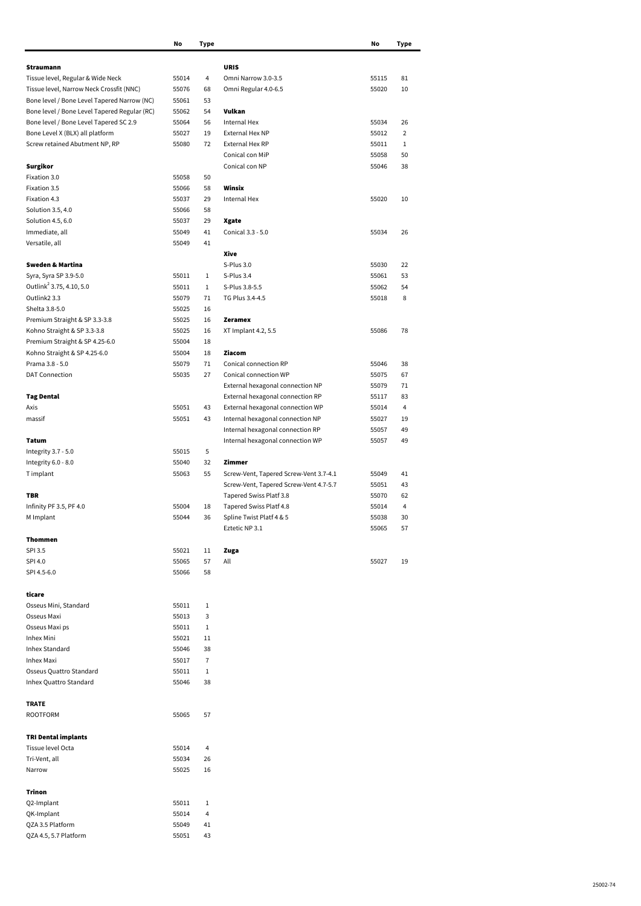| | No | Type |
|---|---|---|
| **Straumann** | | |
| Tissue level, Regular & Wide Neck | 55014 | 4 |
| Tissue level, Narrow Neck Crossfit (NNC) | 55076 | 68 |
| Bone level / Bone Level Tapered Narrow (NC) | 55061 | 53 |
| Bone level / Bone Level Tapered Regular (RC) | 55062 | 54 |
| Bone level / Bone Level Tapered SC 2.9 | 55064 | 56 |
| Bone Level X (BLX) all platform | 55027 | 19 |
| Screw retained Abutment NP, RP | 55080 | 72 |
| **Surgikor** | | |
| Fixation 3.0 | 55058 | 50 |
| Fixation 3.5 | 55066 | 58 |
| Fixation 4.3 | 55037 | 29 |
| Solution 3.5, 4.0 | 55066 | 58 |
| Solution 4.5, 6.0 | 55037 | 29 |
| Immediate, all | 55049 | 41 |
| Versatile, all | 55049 | 41 |
| **Sweden & Martina** | | |
| Syra, Syra SP 3.9-5.0 | 55011 | 1 |
| Outlink$^2$ 3.75, 4.10, 5.0 | 55011 | 1 |
| Outlink2 3.3 | 55079 | 71 |
| Shelta 3.8-5.0 | 55025 | 16 |
| Premium Straight & SP 3.3-3.8 | 55025 | 16 |
| Kohno Straight & SP 3.3-3.8 | 55025 | 16 |
| Premium Straight & SP 4.25-6.0 | 55004 | 18 |
| Kohno Straight & SP 4.25-6.0 | 55004 | 18 |
| Prama 3.8 - 5.0 | 55079 | 71 |
| DAT Connection | 55035 | 27 |
| **Tag Dental** | | |
| Axis | 55051 | 43 |
| massif | 55051 | 43 |
| **Tatum** | | |
| Integrity 3.7 - 5.0 | 55015 | 5 |
| Integrity 6.0 - 8.0 | 55040 | 32 |
| T implant | 55063 | 55 |
| **TBR** | | |
| Infinity PF 3.5, PF 4.0 | 55004 | 18 |
| M Implant | 55044 | 36 |
| **Thommen** | | |
| SPI 3.5 | 55021 | 11 |
| SPI 4.0 | 55065 | 57 |
| SPI 4.5-6.0 | 55066 | 58 |
| **ticare** | | |
| Osseus Mini, Standard | 55011 | 1 |
| Osseus Maxi | 55013 | 3 |
| Osseus Maxi ps | 55011 | 1 |
| Inhex Mini | 55021 | 11 |
| Inhex Standard | 55046 | 38 |
| Inhex Maxi | 55017 | 7 |
| Osseus Quattro Standard | 55011 | 1 |
| Inhex Quattro Standard | 55046 | 38 |
| **TRATE** | | |
| ROOTFORM | 55065 | 57 |
| **TRI Dental implants** | | |
| Tissue level Octa | 55014 | 4 |
| Tri-Vent, all | 55034 | 26 |
| Narrow | 55025 | 16 |
| **Trinon** | | |
| Q2-Implant | 55011 | 1 |
| QK-Implant | 55014 | 4 |
| QZA 3.5 Platform | 55049 | 41 |
| QZA 4.5, 5.7 Platform | 55051 | 43 |

| | No | Type |
|---|---|---|
| **URIS** | | |
| Omni Narrow 3.0-3.5 | 55115 | 81 |
| Omni Regular 4.0-6.5 | 55020 | 10 |
| **Vulkan** | | |
| Internal Hex | 55034 | 26 |
| External Hex NP | 55012 | 2 |
| External Hex RP | 55011 | 1 |
| Conical con MiP | 55058 | 50 |
| Conical con NP | 55046 | 38 |
| **Winsix** | | |
| Internal Hex | 55020 | 10 |
| **Xgate** | | |
| Conical 3.3 - 5.0 | 55034 | 26 |
| **Xive** | | |
| S-Plus 3.0 | 55030 | 22 |
| S-Plus 3.4 | 55061 | 53 |
| S-Plus 3.8-5.5 | 55062 | 54 |
| TG Plus 3.4-4.5 | 55018 | 8 |
| **Zeramex** | | |
| XT Implant 4.2, 5.5 | 55086 | 78 |
| **Ziacom** | | |
| Conical connection RP | 55046 | 38 |
| Conical connection WP | 55075 | 67 |
| External hexagonal connection NP | 55079 | 71 |
| External hexagonal connection RP | 55117 | 83 |
| External hexagonal connection WP | 55014 | 4 |
| Internal hexagonal connection NP | 55027 | 19 |
| Internal hexagonal connection RP | 55057 | 49 |
| Internal hexagonal connection WP | 55057 | 49 |
| **Zimmer** | | |
| Screw-Vent, Tapered Screw-Vent 3.7-4.1 | 55049 | 41 |
| Screw-Vent, Tapered Screw-Vent 4.7-5.7 | 55051 | 43 |
| Tapered Swiss Platf 3.8 | 55070 | 62 |
| Tapered Swiss Platf 4.8 | 55014 | 4 |
| Spline Twist Platf 4 & 5 | 55038 | 30 |
| Eztetic NP 3.1 | 55065 | 57 |
| **Zuga** | | |
| All | 55027 | 19 |

25002-74